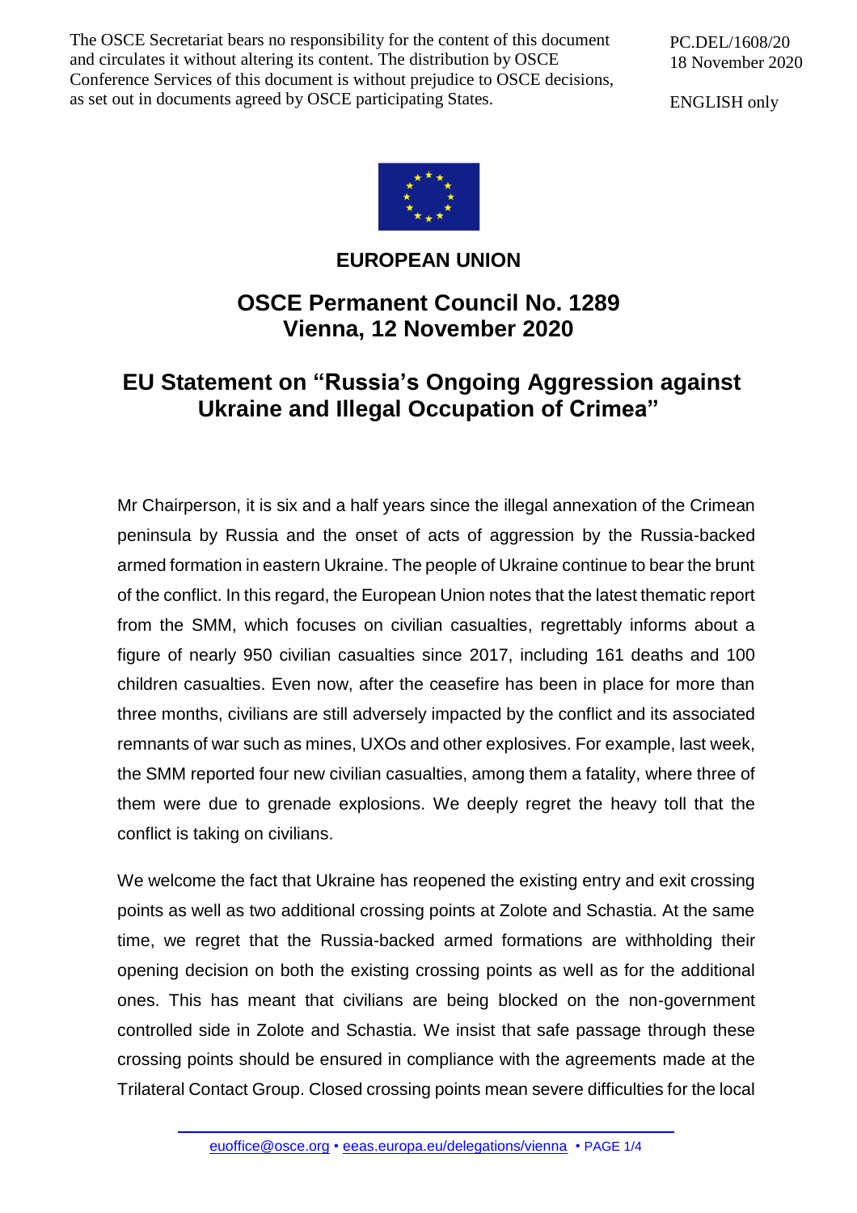The OSCE Secretariat bears no responsibility for the content of this document and circulates it without altering its content. The distribution by OSCE Conference Services of this document is without prejudice to OSCE decisions, as set out in documents agreed by OSCE participating States.

PC.DEL/1608/20
18 November 2020

ENGLISH only

## EUROPEAN UNION

# OSCE Permanent Council No. 1289
# Vienna, 12 November 2020

# EU Statement on "Russia's Ongoing Aggression against Ukraine and Illegal Occupation of Crimea"

Mr Chairperson, it is six and a half years since the illegal annexation of the Crimean peninsula by Russia and the onset of acts of aggression by the Russia-backed armed formation in eastern Ukraine. The people of Ukraine continue to bear the brunt of the conflict. In this regard, the European Union notes that the latest thematic report from the SMM, which focuses on civilian casualties, regrettably informs about a figure of nearly 950 civilian casualties since 2017, including 161 deaths and 100 children casualties. Even now, after the ceasefire has been in place for more than three months, civilians are still adversely impacted by the conflict and its associated remnants of war such as mines, UXOs and other explosives. For example, last week, the SMM reported four new civilian casualties, among them a fatality, where three of them were due to grenade explosions. We deeply regret the heavy toll that the conflict is taking on civilians.

We welcome the fact that Ukraine has reopened the existing entry and exit crossing points as well as two additional crossing points at Zolote and Schastia. At the same time, we regret that the Russia-backed armed formations are withholding their opening decision on both the existing crossing points as well as for the additional ones. This has meant that civilians are being blocked on the non-government controlled side in Zolote and Schastia. We insist that safe passage through these crossing points should be ensured in compliance with the agreements made at the Trilateral Contact Group. Closed crossing points mean severe difficulties for the local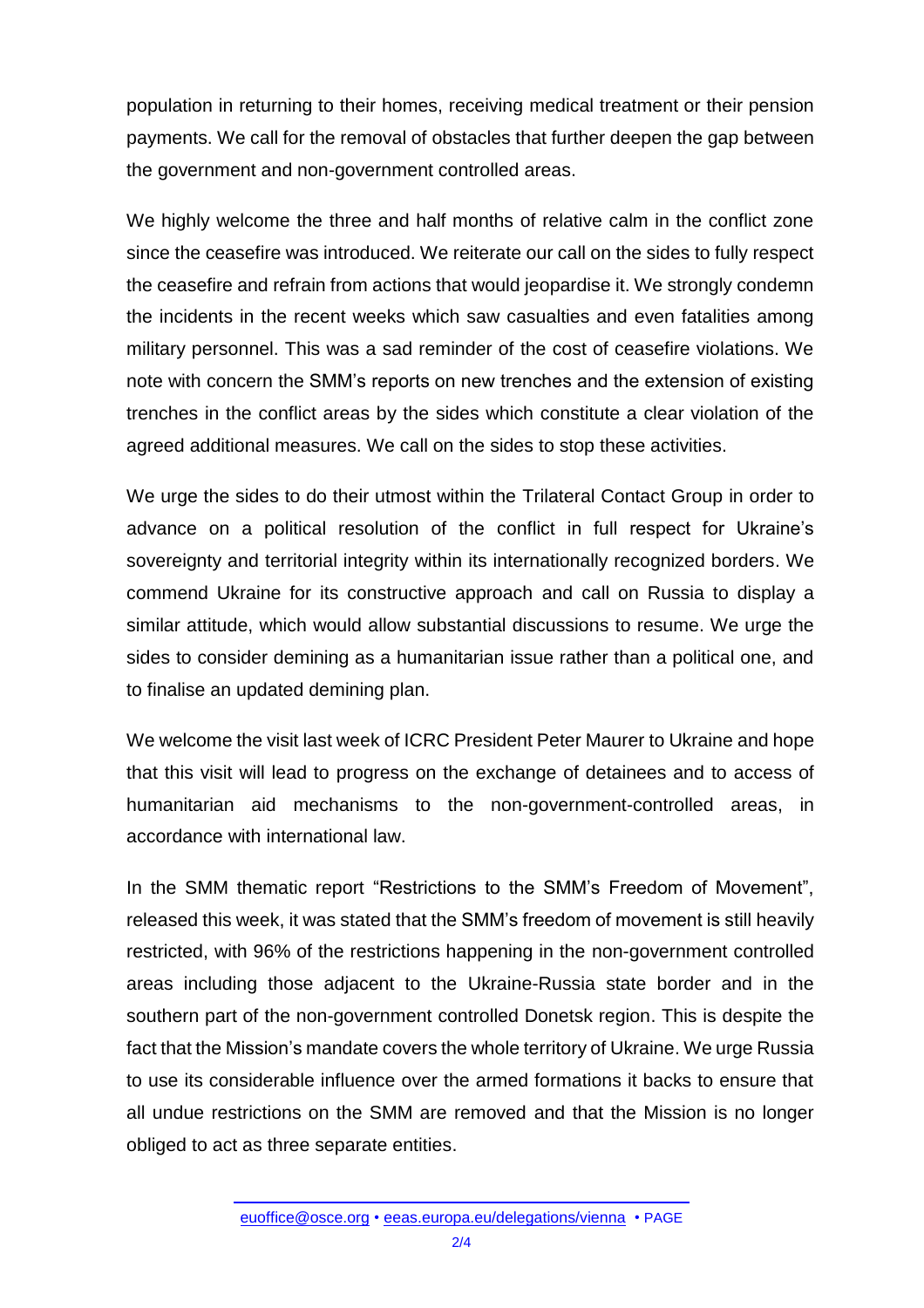population in returning to their homes, receiving medical treatment or their pension payments. We call for the removal of obstacles that further deepen the gap between the government and non-government controlled areas.

We highly welcome the three and half months of relative calm in the conflict zone since the ceasefire was introduced. We reiterate our call on the sides to fully respect the ceasefire and refrain from actions that would jeopardise it. We strongly condemn the incidents in the recent weeks which saw casualties and even fatalities among military personnel. This was a sad reminder of the cost of ceasefire violations. We note with concern the SMM's reports on new trenches and the extension of existing trenches in the conflict areas by the sides which constitute a clear violation of the agreed additional measures. We call on the sides to stop these activities.

We urge the sides to do their utmost within the Trilateral Contact Group in order to advance on a political resolution of the conflict in full respect for Ukraine's sovereignty and territorial integrity within its internationally recognized borders. We commend Ukraine for its constructive approach and call on Russia to display a similar attitude, which would allow substantial discussions to resume. We urge the sides to consider demining as a humanitarian issue rather than a political one, and to finalise an updated demining plan.

We welcome the visit last week of ICRC President Peter Maurer to Ukraine and hope that this visit will lead to progress on the exchange of detainees and to access of humanitarian aid mechanisms to the non-government-controlled areas, in accordance with international law.

In the SMM thematic report "Restrictions to the SMM's Freedom of Movement", released this week, it was stated that the SMM's freedom of movement is still heavily restricted, with 96% of the restrictions happening in the non-government controlled areas including those adjacent to the Ukraine-Russia state border and in the southern part of the non-government controlled Donetsk region. This is despite the fact that the Mission's mandate covers the whole territory of Ukraine. We urge Russia to use its considerable influence over the armed formations it backs to ensure that all undue restrictions on the SMM are removed and that the Mission is no longer obliged to act as three separate entities.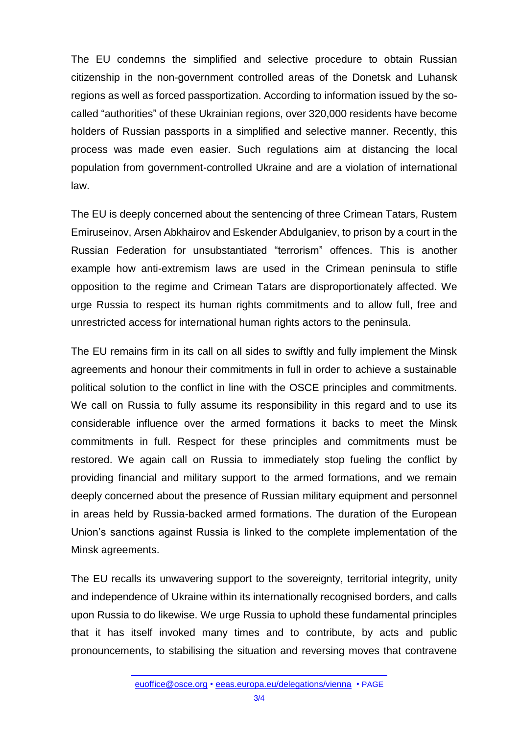The EU condemns the simplified and selective procedure to obtain Russian citizenship in the non-government controlled areas of the Donetsk and Luhansk regions as well as forced passportization. According to information issued by the so-called "authorities" of these Ukrainian regions, over 320,000 residents have become holders of Russian passports in a simplified and selective manner. Recently, this process was made even easier. Such regulations aim at distancing the local population from government-controlled Ukraine and are a violation of international law.

The EU is deeply concerned about the sentencing of three Crimean Tatars, Rustem Emiruseinov, Arsen Abkhairov and Eskender Abdulganiev, to prison by a court in the Russian Federation for unsubstantiated "terrorism" offences. This is another example how anti-extremism laws are used in the Crimean peninsula to stifle opposition to the regime and Crimean Tatars are disproportionately affected. We urge Russia to respect its human rights commitments and to allow full, free and unrestricted access for international human rights actors to the peninsula.

The EU remains firm in its call on all sides to swiftly and fully implement the Minsk agreements and honour their commitments in full in order to achieve a sustainable political solution to the conflict in line with the OSCE principles and commitments. We call on Russia to fully assume its responsibility in this regard and to use its considerable influence over the armed formations it backs to meet the Minsk commitments in full. Respect for these principles and commitments must be restored. We again call on Russia to immediately stop fueling the conflict by providing financial and military support to the armed formations, and we remain deeply concerned about the presence of Russian military equipment and personnel in areas held by Russia-backed armed formations. The duration of the European Union's sanctions against Russia is linked to the complete implementation of the Minsk agreements.

The EU recalls its unwavering support to the sovereignty, territorial integrity, unity and independence of Ukraine within its internationally recognised borders, and calls upon Russia to do likewise. We urge Russia to uphold these fundamental principles that it has itself invoked many times and to contribute, by acts and public pronouncements, to stabilising the situation and reversing moves that contravene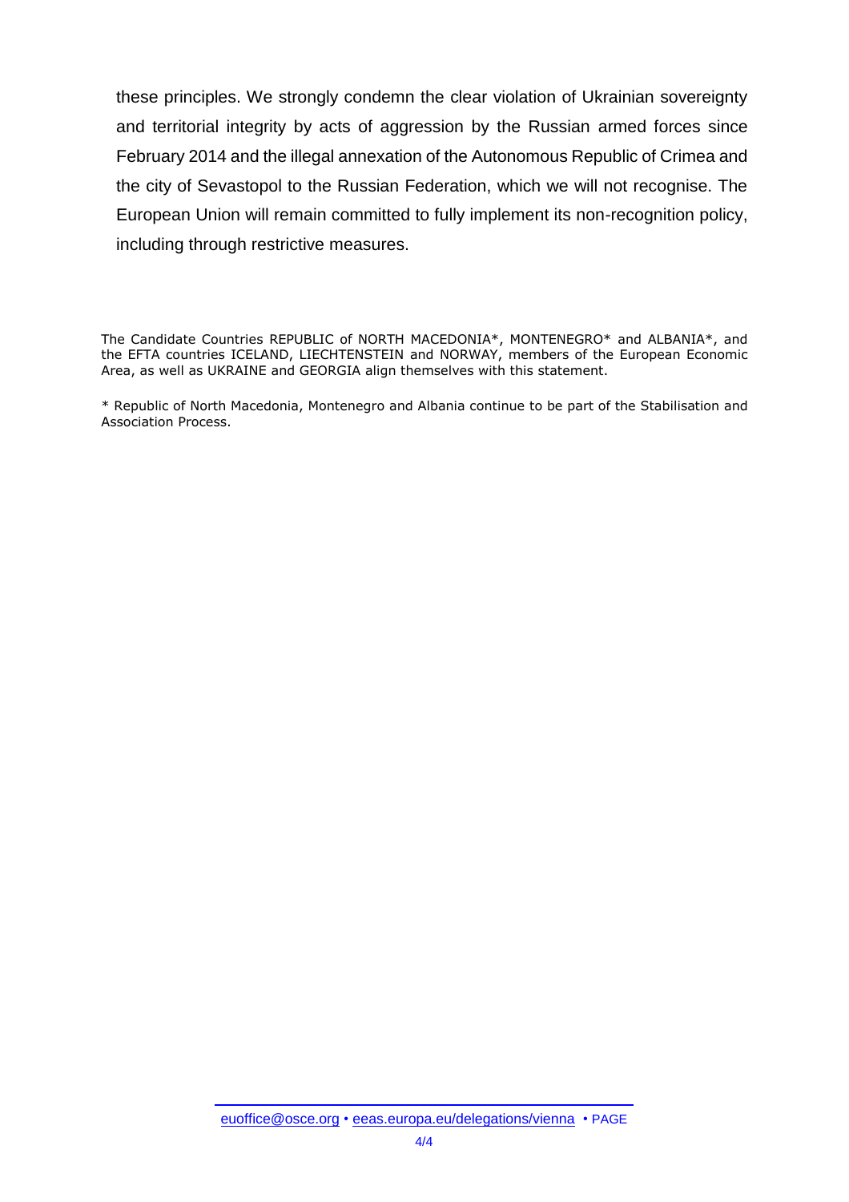these principles. We strongly condemn the clear violation of Ukrainian sovereignty and territorial integrity by acts of aggression by the Russian armed forces since February 2014 and the illegal annexation of the Autonomous Republic of Crimea and the city of Sevastopol to the Russian Federation, which we will not recognise. The European Union will remain committed to fully implement its non-recognition policy, including through restrictive measures.

The Candidate Countries REPUBLIC of NORTH MACEDONIA*, MONTENEGRO* and ALBANIA*, and the EFTA countries ICELAND, LIECHTENSTEIN and NORWAY, members of the European Economic Area, as well as UKRAINE and GEORGIA align themselves with this statement.

* Republic of North Macedonia, Montenegro and Albania continue to be part of the Stabilisation and Association Process.

euoffice@osce.org • eeas.europa.eu/delegations/vienna